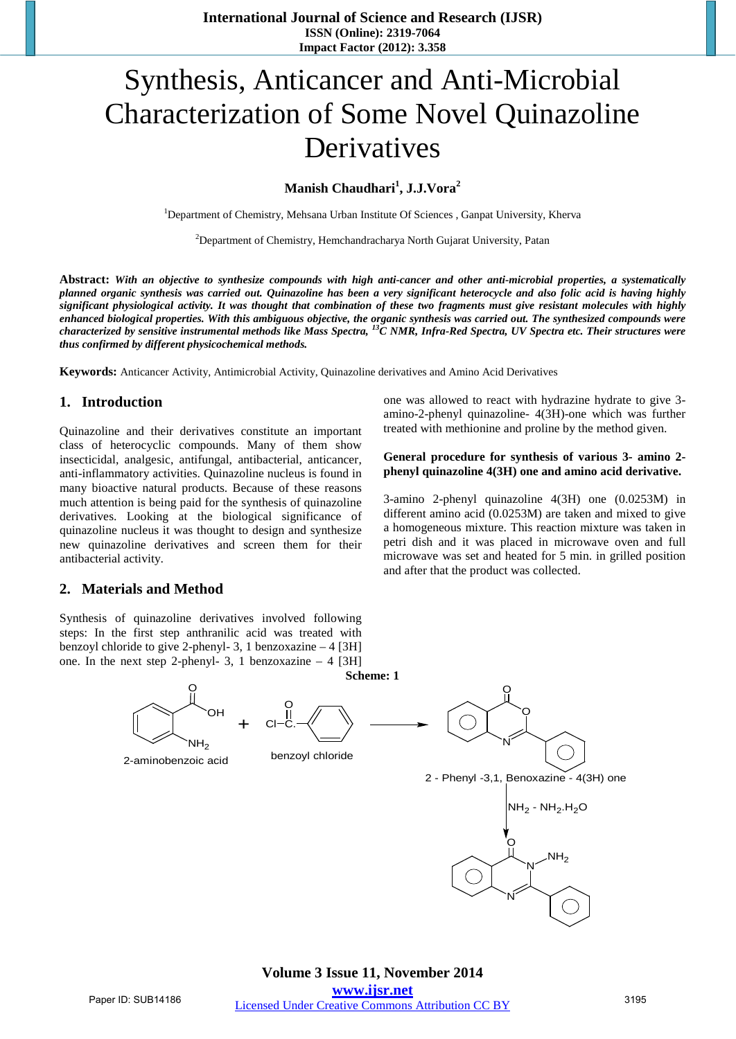# Synthesis, Anticancer and Anti-Microbial Characterization of Some Novel Quinazoline Derivatives

**Manish Chaudhari[1], J.J.Vora[2]**

[1]Department of Chemistry, Mehsana Urban Institute Of Sciences , Ganpat University, Kherva

[2]Department of Chemistry, Hemchandracharya North Gujarat University, Patan

**Abstract:** ***With an objective to synthesize compounds with high anti-cancer and other anti-microbial properties, a systematically planned organic synthesis was carried out. Quinazoline has been a very significant heterocycle and also folic acid is having highly significant physiological activity. It was thought that combination of these two fragments must give resistant molecules with highly enhanced biological properties. With this ambiguous objective, the organic synthesis was carried out. The synthesized compounds were characterized by sensitive instrumental methods like Mass Spectra, $^{13}$C NMR, Infra-Red Spectra, UV Spectra etc. Their structures were thus confirmed by different physicochemical methods.***

**Keywords:** Anticancer Activity, Antimicrobial Activity, Quinazoline derivatives and Amino Acid Derivatives

## 1. Introduction

Quinazoline and their derivatives constitute an important class of heterocyclic compounds. Many of them show insecticidal, analgesic, antifungal, antibacterial, anticancer, anti-inflammatory activities. Quinazoline nucleus is found in many bioactive natural products. Because of these reasons much attention is being paid for the synthesis of quinazoline derivatives. Looking at the biological significance of quinazoline nucleus it was thought to design and synthesize new quinazoline derivatives and screen them for their antibacterial activity.

## 2. Materials and Method

Synthesis of quinazoline derivatives involved following steps: In the first step anthranilic acid was treated with benzoyl chloride to give 2-phenyl- 3, 1 benzoxazine – 4 [3H] one. In the next step 2-phenyl- 3, 1 benzoxazine – 4 [3H] one was allowed to react with hydrazine hydrate to give 3-amino-2-phenyl quinazoline- 4(3H)-one which was further treated with methionine and proline by the method given.

**General procedure for synthesis of various 3- amino 2-phenyl quinazoline 4(3H) one and amino acid derivative.**

3-amino 2-phenyl quinazoline 4(3H) one (0.0253M) in different amino acid (0.0253M) are taken and mixed to give a homogeneous mixture. This reaction mixture was taken in petri dish and it was placed in microwave oven and full microwave was set and heated for 5 min. in grilled position and after that the product was collected.

**Scheme: 1**

2-aminobenzoic acid + benzoyl chloride → 2 - Phenyl -3,1, Benoxazine - 4(3H) one

$NH_2 - NH_2.H_2O$ ↓

3-amino-2-phenyl quinazoline-4(3H)-one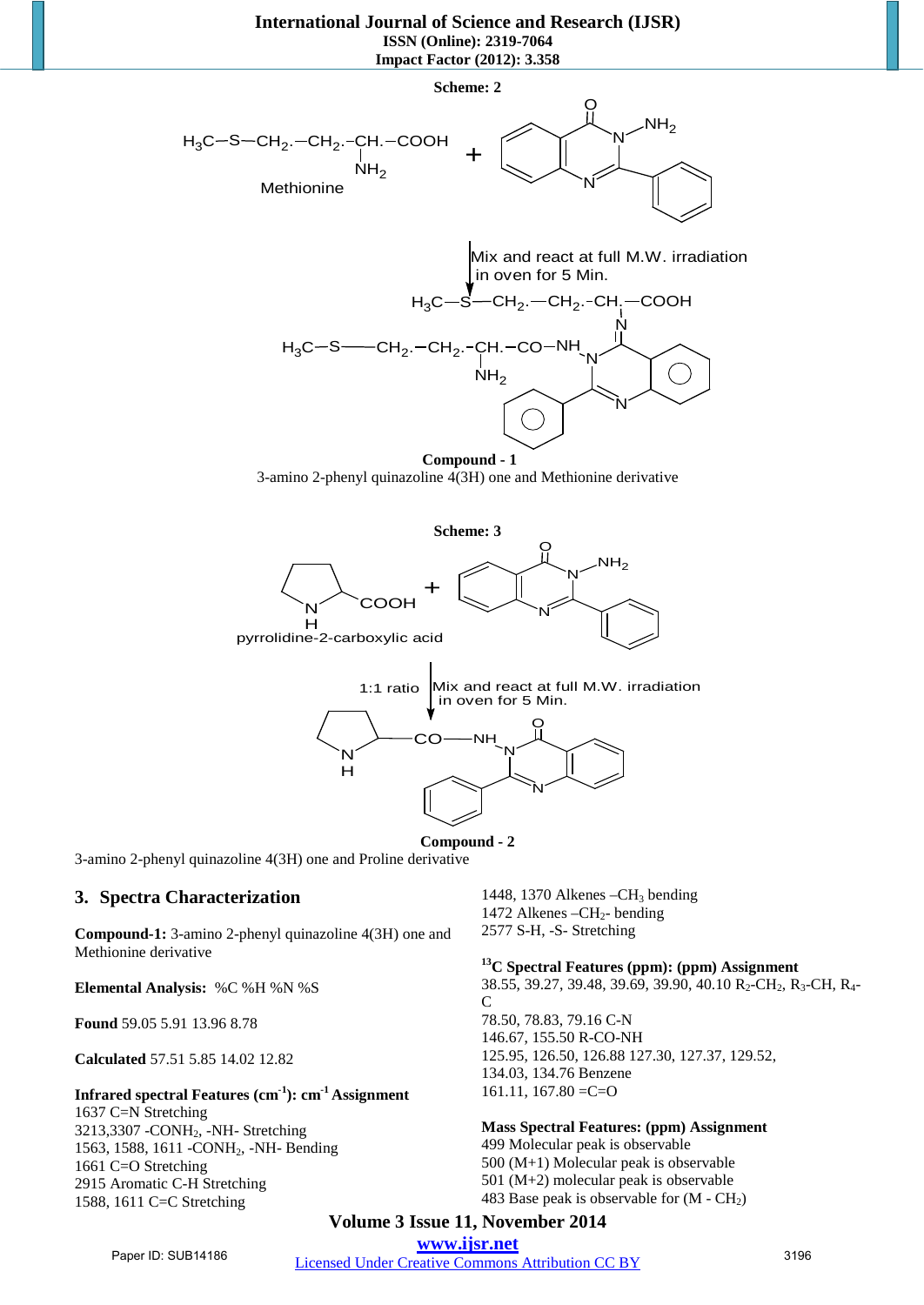**Scheme: 2**

Methionine

Mix and react at full M.W. irradiation in oven for 5 Min.

**Compound - 1**

3-amino 2-phenyl quinazoline 4(3H) one and Methionine derivative

**Scheme: 3**

pyrrolidine-2-carboxylic acid

1:1 ratio

Mix and react at full M.W. irradiation in oven for 5 Min.

**Compound - 2**

3-amino 2-phenyl quinazoline 4(3H) one and Proline derivative

## 3. Spectra Characterization

**Compound-1:** 3-amino 2-phenyl quinazoline 4(3H) one and Methionine derivative

**Elemental Analysis:** %C %H %N %S

**Found** 59.05 5.91 13.96 8.78

**Calculated** 57.51 5.85 14.02 12.82

**Infrared spectral Features ($cm^{-1}$): $cm^{-1}$ Assignment**

1637 C=N Stretching  
3213,3307 $-CONH_2$, -NH- Stretching  
1563, 1588, 1611 $-CONH_2$, -NH- Bending  
1661 C=O Stretching  
2915 Aromatic C-H Stretching  
1588, 1611 C=C Stretching  
1448, 1370 Alkenes $-CH_3$ bending  
1472 Alkenes $-CH_2-$ bending  
2577 S-H, -S- Stretching

**$^{13}$C Spectral Features (ppm): (ppm) Assignment**

38.55, 39.27, 39.48, 39.69, 39.90, 40.10 $R_2$-$CH_2$, $R_3$-CH, $R_4$-C  
78.50, 78.83, 79.16 C-N  
146.67, 155.50 R-CO-NH  
125.95, 126.50, 126.88 127.30, 127.37, 129.52, 134.03, 134.76 Benzene  
161.11, 167.80 =C=O

**Mass Spectral Features: (ppm) Assignment**

499 Molecular peak is observable  
500 (M+1) Molecular peak is observable  
501 (M+2) molecular peak is observable  
483 Base peak is observable for (M - $CH_2$)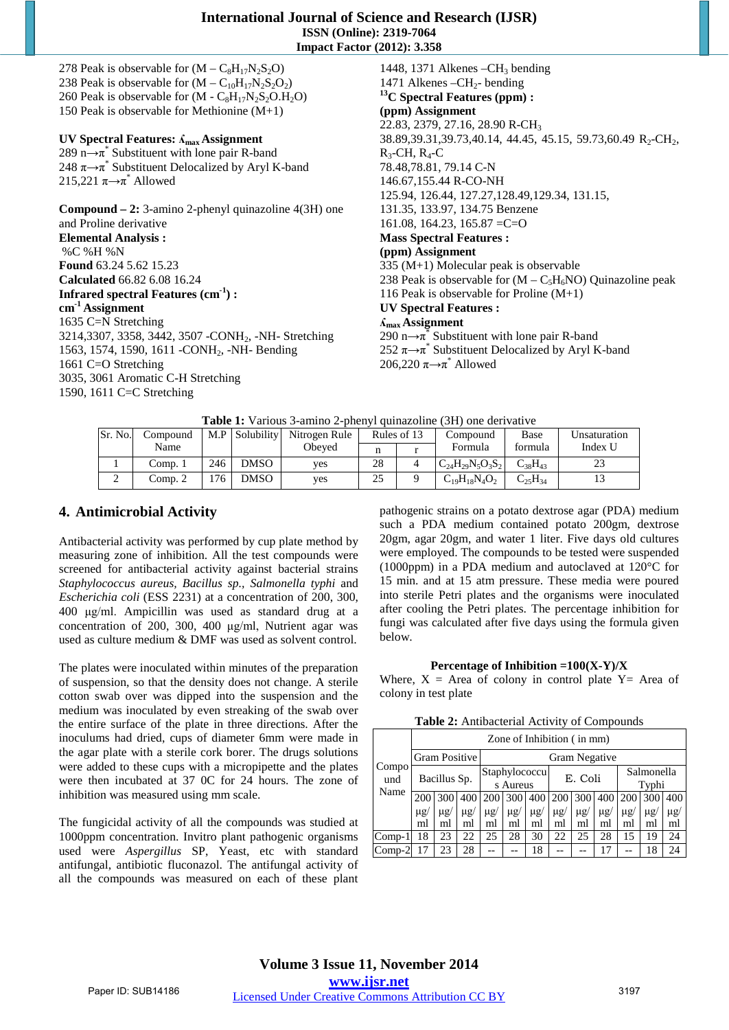278 Peak is observable for (M – $C_8H_{17}N_2S_2O$)
238 Peak is observable for (M – $C_{10}H_{17}N_2S_2O_2$)
260 Peak is observable for (M - $C_8H_{17}N_2S_2O.H_2O$)
150 Peak is observable for Methionine (M+1)

**UV Spectral Features: $\lambda_{max}$ Assignment**
289 n→$\pi^*$ Substituent with lone pair R-band
248 $\pi\rightarrow\pi^*$ Substituent Delocalized by Aryl K-band
215,221 $\pi\rightarrow\pi^*$ Allowed

**Compound – 2:** 3-amino 2-phenyl quinazoline 4(3H) one and Proline derivative
**Elemental Analysis :**
%C %H %N
**Found** 63.24 5.62 15.23
**Calculated** 66.82 6.08 16.24
**Infrared spectral Features ($cm^{-1}$) :**
**$cm^{-1}$ Assignment**
1635 C=N Stretching
3214,3307, 3358, 3442, 3507 -$CONH_2$, -NH- Stretching
1563, 1574, 1590, 1611 -$CONH_2$, -NH- Bending
1661 C=O Stretching
3035, 3061 Aromatic C-H Stretching
1590, 1611 C=C Stretching
1448, 1371 Alkenes –$CH_3$ bending
1471 Alkenes –$CH_2$- bending
**$^{13}C$ Spectral Features (ppm) :**
**(ppm) Assignment**
22.83, 2379, 27.16, 28.90 R-$CH_3$
38.89,39.31,39.73,40.14, 44.45, 45.15, 59.73,60.49 $R_2$-$CH_2$, $R_3$-CH, $R_4$-C
78.48,78.81, 79.14 C-N
146.67,155.44 R-CO-NH
125.94, 126.44, 127.27,128.49,129.34, 131.15, 131.35, 133.97, 134.75 Benzene
161.08, 164.23, 165.87 =C=O
**Mass Spectral Features :**
**(ppm) Assignment**
335 (M+1) Molecular peak is observable
238 Peak is observable for (M – $C_5H_6NO$) Quinazoline peak
116 Peak is observable for Proline (M+1)
**UV Spectral Features :**
**$\lambda_{max}$ Assignment**
290 n→$\pi^*$ Substituent with lone pair R-band
252 $\pi\rightarrow\pi^*$ Substituent Delocalized by Aryl K-band
206,220 $\pi\rightarrow\pi^*$ Allowed

**Table 1:** Various 3-amino 2-phenyl quinazoline (3H) one derivative

| Sr. No. | Compound Name | M.P | Solubility | Nitrogen Rule Obeyed | Rules of 13 | | Compound Formula | Base formula | Unsaturation Index U |
|---|---|---|---|---|---|---|---|---|---|
| | | | | | n | r | | | |
| 1 | Comp. 1 | 246 | DMSO | yes | 28 | 4 | $C_{24}H_{29}N_5O_3S_2$ | $C_{38}H_{43}$ | 23 |
| 2 | Comp. 2 | 176 | DMSO | yes | 25 | 9 | $C_{19}H_{18}N_4O_2$ | $C_{25}H_{34}$ | 13 |

## 4. Antimicrobial Activity

Antibacterial activity was performed by cup plate method by measuring zone of inhibition. All the test compounds were screened for antibacterial activity against bacterial strains *Staphylococcus aureus, Bacillus sp., Salmonella typhi* and *Escherichia coli* (ESS 2231) at a concentration of 200, 300, 400 µg/ml. Ampicillin was used as standard drug at a concentration of 200, 300, 400 µg/ml, Nutrient agar was used as culture medium & DMF was used as solvent control.

The plates were inoculated within minutes of the preparation of suspension, so that the density does not change. A sterile cotton swab over was dipped into the suspension and the medium was inoculated by even streaking of the swab over the entire surface of the plate in three directions. After the inoculums had dried, cups of diameter 6mm were made in the agar plate with a sterile cork borer. The drugs solutions were added to these cups with a micropipette and the plates were then incubated at 37 0C for 24 hours. The zone of inhibition was measured using mm scale.

The fungicidal activity of all the compounds was studied at 1000ppm concentration. Invitro plant pathogenic organisms used were *Aspergillus* SP, Yeast, etc with standard antifungal, antibiotic fluconazol. The antifungal activity of all the compounds was measured on each of these plant pathogenic strains on a potato dextrose agar (PDA) medium such a PDA medium contained potato 200gm, dextrose 20gm, agar 20gm, and water 1 liter. Five days old cultures were employed. The compounds to be tested were suspended (1000ppm) in a PDA medium and autoclaved at 120°C for 15 min. and at 15 atm pressure. These media were poured into sterile Petri plates and the organisms were inoculated after cooling the Petri plates. The percentage inhibition for fungi was calculated after five days using the formula given below.

**Percentage of Inhibition =100(X-Y)/X**

Where, X = Area of colony in control plate Y= Area of colony in test plate

**Table 2:** Antibacterial Activity of Compounds

| Compound Name | Zone of Inhibition ( in mm) | | | | | | | | | | | |
|---|---|---|---|---|---|---|---|---|---|---|---|---|
| | Gram Positive | | | Gram Negative | | | | | | | | |
| | Bacillus Sp. | | | Staphylococcus Aureus | | | E. Coli | | | Salmonella Typhi | | |
| | 200 µg/ml | 300 µg/ml | 400 µg/ml | 200 µg/ml | 300 µg/ml | 400 µg/ml | 200 µg/ml | 300 µg/ml | 400 µg/ml | 200 µg/ml | 300 µg/ml | 400 µg/ml |
| Comp-1 | 18 | 23 | 22 | 25 | 28 | 30 | 22 | 25 | 28 | 15 | 19 | 24 |
| Comp-2 | 17 | 23 | 28 | -- | -- | 18 | -- | -- | 17 | -- | 18 | 24 |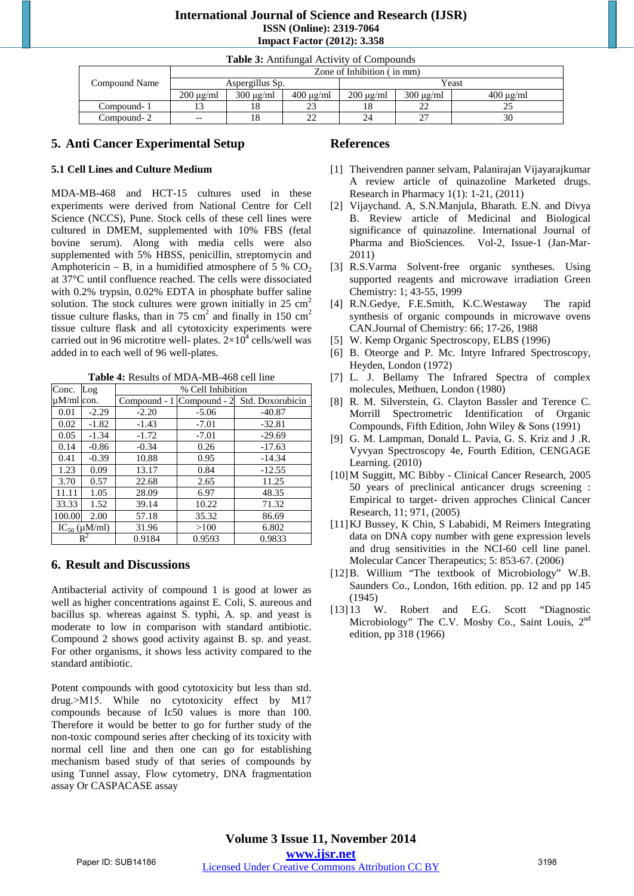**Table 3:** Antifungal Activity of Compounds

| Compound Name | Zone of Inhibition ( in mm) | | | | | |
|---|---|---|---|---|---|---|
| | Aspergillus Sp. | | | Yeast | | |
| | 200 μg/ml | 300 μg/ml | 400 μg/ml | 200 μg/ml | 300 μg/ml | 400 μg/ml |
| Compound- 1 | 13 | 18 | 23 | 18 | 22 | 25 |
| Compound- 2 | -- | 18 | 22 | 24 | 27 | 30 |

## 5. Anti Cancer Experimental Setup

### 5.1 Cell Lines and Culture Medium

MDA-MB-468 and HCT-15 cultures used in these experiments were derived from National Centre for Cell Science (NCCS), Pune. Stock cells of these cell lines were cultured in DMEM, supplemented with 10% FBS (fetal bovine serum). Along with media cells were also supplemented with 5% HBSS, penicillin, streptomycin and Amphotericin – B, in a humidified atmosphere of 5 % $CO_2$ at 37°C until confluence reached. The cells were dissociated with 0.2% trypsin, 0.02% EDTA in phosphate buffer saline solution. The stock cultures were grown initially in 25 $cm^2$ tissue culture flasks, than in 75 $cm^2$ and finally in 150 $cm^2$ tissue culture flask and all cytotoxicity experiments were carried out in 96 microtitre well- plates. $2\times10^4$ cells/well was added in to each well of 96 well-plates.

**Table 4:** Results of MDA-MB-468 cell line

| Conc. μM/ml | Log con. | % Cell Inhibition | | |
|---|---|---|---|---|
| | | Compound - 1 | Compound - 2 | Std. Doxorubicin |
| 0.01 | -2.29 | -2.20 | -5.06 | -40.87 |
| 0.02 | -1.82 | -1.43 | -7.01 | -32.81 |
| 0.05 | -1.34 | -1.72 | -7.01 | -29.69 |
| 0.14 | -0.86 | -0.34 | 0.26 | -17.63 |
| 0.41 | -0.39 | 10.88 | 0.95 | -14.34 |
| 1.23 | 0.09 | 13.17 | 0.84 | -12.55 |
| 3.70 | 0.57 | 22.68 | 2.65 | 11.25 |
| 11.11 | 1.05 | 28.09 | 6.97 | 48.35 |
| 33.33 | 1.52 | 39.14 | 10.22 | 71.32 |
| 100.00 | 2.00 | 57.18 | 35.32 | 86.69 |
| $IC_{50}$ (μM/ml) | | 31.96 | >100 | 6.802 |
| $R^2$ | | 0.9184 | 0.9593 | 0.9833 |

## 6. Result and Discussions

Antibacterial activity of compound 1 is good at lower as well as higher concentrations against E. Coli, S. aureous and bacillus sp. whereas against S. typhi, A. sp. and yeast is moderate to low in comparison with standard antibiotic. Compound 2 shows good activity against B. sp. and yeast. For other organisms, it shows less activity compared to the standard antibiotic.

Potent compounds with good cytotoxicity but less than std. drug.>M15. While no cytotoxicity effect by M17 compounds because of Ic50 values is more than 100. Therefore it would be better to go for further study of the non-toxic compound series after checking of its toxicity with normal cell line and then one can go for establishing mechanism based study of that series of compounds by using Tunnel assay, Flow cytometry, DNA fragmentation assay Or CASPACASE assay

## References

[1] Theivendren panner selvam, Palanirajan Vijayarajkumar A review article of quinazoline Marketed drugs. Research in Pharmacy 1(1): 1-21, (2011)

[2] Vijaychand. A, S.N.Manjula, Bharath. E.N. and Divya B. Review article of Medicinal and Biological significance of quinazoline. International Journal of Pharma and BioSciences. Vol-2, Issue-1 (Jan-Mar-2011)

[3] R.S.Varma Solvent-free organic syntheses. Using supported reagents and microwave irradiation Green Chemistry: 1; 43-55, 1999

[4] R.N.Gedye, F.E.Smith, K.C.Westaway The rapid synthesis of organic compounds in microwave ovens CAN.Journal of Chemistry: 66; 17-26, 1988

[5] W. Kemp Organic Spectroscopy, ELBS (1996)

[6] B. Oteorge and P. Mc. Intyre Infrared Spectroscopy, Heyden, London (1972)

[7] L. J. Bellamy The Infrared Spectra of complex molecules, Methuen, London (1980)

[8] R. M. Silverstein, G. Clayton Bassler and Terence C. Morrill Spectrometric Identification of Organic Compounds, Fifth Edition, John Wiley & Sons (1991)

[9] G. M. Lampman, Donald L. Pavia, G. S. Kriz and J .R. Vyvyan Spectroscopy 4e, Fourth Edition, CENGAGE Learning. (2010)

[10] M Suggitt, MC Bibby - Clinical Cancer Research, 2005 50 years of preclinical anticancer drugs screening : Empirical to target- driven approches Clinical Cancer Research, 11; 971, (2005)

[11] KJ Bussey, K Chin, S Lababidi, M Reimers Integrating data on DNA copy number with gene expression levels and drug sensitivities in the NCI-60 cell line panel. Molecular Cancer Therapeutics; 5: 853-67. (2006)

[12] B. Willium "The textbook of Microbiology" W.B. Saunders Co., London, 16th edition. pp. 12 and pp 145 (1945)

[13] 13 W. Robert and E.G. Scott "Diagnostic Microbiology" The C.V. Mosby Co., Saint Louis, 2nd edition, pp 318 (1966)